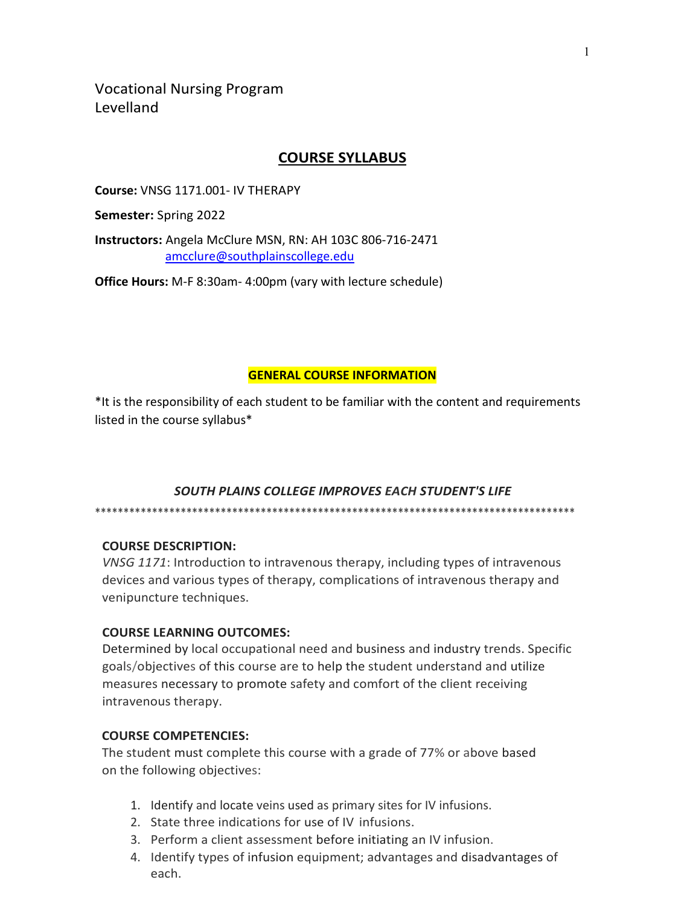Vocational Nursing Program
Levelland

# COURSE SYLLABUS

**Course:** VNSG 1171.001- IV THERAPY

**Semester:** Spring 2022

**Instructors:** Angela McClure MSN, RN: AH 103C 806-716-2471
amcclure@southplainscollege.edu

**Office Hours:** M-F 8:30am- 4:00pm (vary with lecture schedule)

## GENERAL COURSE INFORMATION

*It is the responsibility of each student to be familiar with the content and requirements listed in the course syllabus*

***SOUTH PLAINS COLLEGE IMPROVES EACH STUDENT'S LIFE***

*************************************************************************************

**COURSE DESCRIPTION:**

*VNSG 1171*: Introduction to intravenous therapy, including types of intravenous devices and various types of therapy, complications of intravenous therapy and venipuncture techniques.

**COURSE LEARNING OUTCOMES:**

Determined by local occupational need and business and industry trends. Specific goals/objectives of this course are to help the student understand and utilize measures necessary to promote safety and comfort of the client receiving intravenous therapy.

**COURSE COMPETENCIES:**

The student must complete this course with a grade of 77% or above based on the following objectives:

1. Identify and locate veins used as primary sites for IV infusions.
2. State three indications for use of IV infusions.
3. Perform a client assessment before initiating an IV infusion.
4. Identify types of infusion equipment; advantages and disadvantages of each.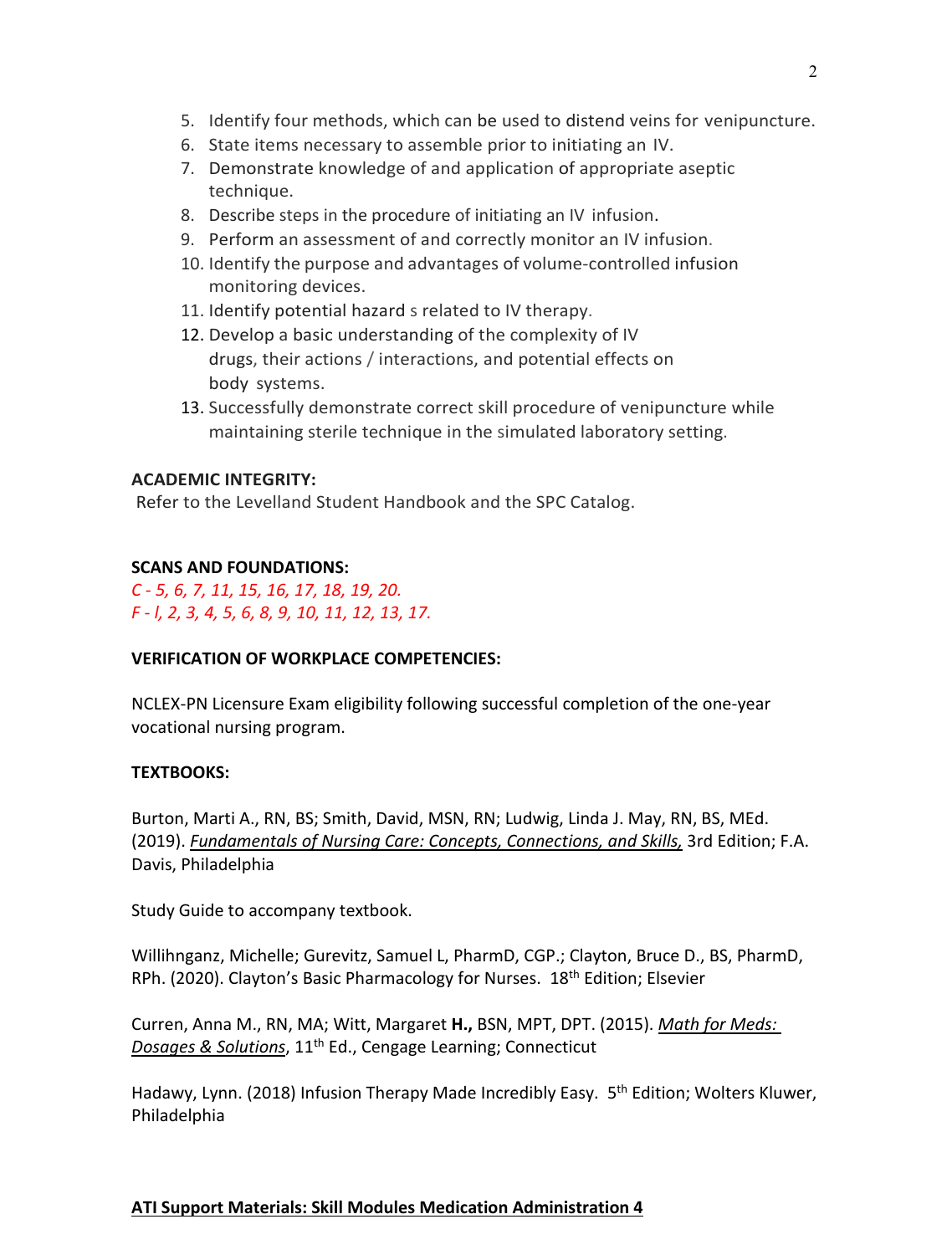5. Identify four methods, which can be used to distend veins for venipuncture.
6. State items necessary to assemble prior to initiating an IV.
7. Demonstrate knowledge of and application of appropriate aseptic technique.
8. Describe steps in the procedure of initiating an IV infusion.
9. Perform an assessment of and correctly monitor an IV infusion.
10. Identify the purpose and advantages of volume-controlled infusion monitoring devices.
11. Identify potential hazard s related to IV therapy.
12. Develop a basic understanding of the complexity of IV drugs, their actions / interactions, and potential effects on body systems.
13. Successfully demonstrate correct skill procedure of venipuncture while maintaining sterile technique in the simulated laboratory setting.

**ACADEMIC INTEGRITY:**

Refer to the Levelland Student Handbook and the SPC Catalog.

**SCANS AND FOUNDATIONS:**

*C - 5, 6, 7, 11, 15, 16, 17, 18, 19, 20.*
*F - l, 2, 3, 4, 5, 6, 8, 9, 10, 11, 12, 13, 17.*

**VERIFICATION OF WORKPLACE COMPETENCIES:**

NCLEX-PN Licensure Exam eligibility following successful completion of the one-year vocational nursing program.

**TEXTBOOKS:**

Burton, Marti A., RN, BS; Smith, David, MSN, RN; Ludwig, Linda J. May, RN, BS, MEd. (2019). *Fundamentals of Nursing Care: Concepts, Connections, and Skills,* 3rd Edition; F.A. Davis, Philadelphia

Study Guide to accompany textbook.

Willihnganz, Michelle; Gurevitz, Samuel L, PharmD, CGP.; Clayton, Bruce D., BS, PharmD, RPh. (2020). Clayton's Basic Pharmacology for Nurses. 18th Edition; Elsevier

Curren, Anna M., RN, MA; Witt, Margaret **H.,** BSN, MPT, DPT. (2015). *Math for Meds: Dosages & Solutions*, 11th Ed., Cengage Learning; Connecticut

Hadawy, Lynn. (2018) Infusion Therapy Made Incredibly Easy. 5th Edition; Wolters Kluwer, Philadelphia

**ATI Support Materials: Skill Modules Medication Administration 4**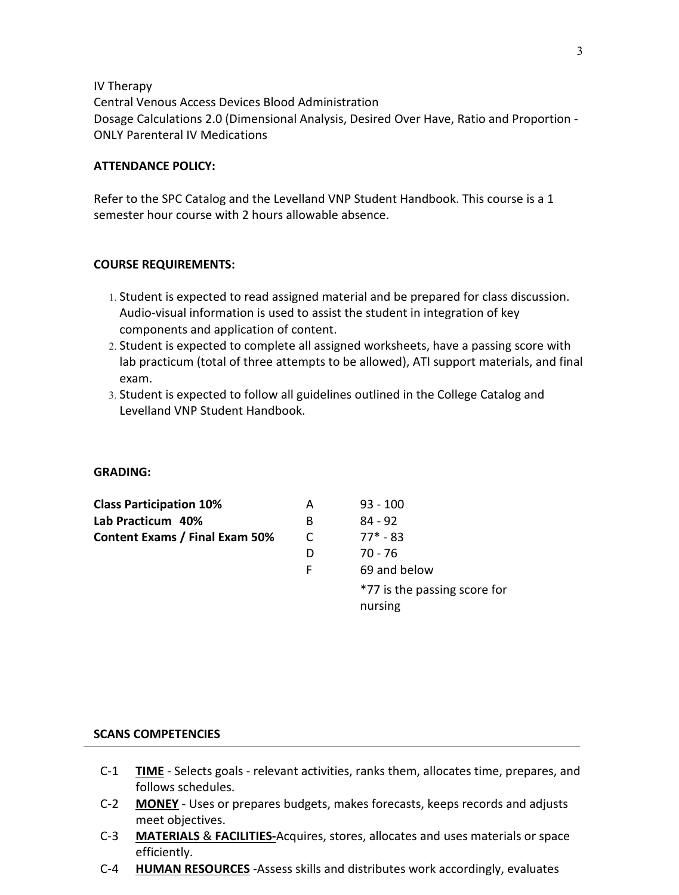IV Therapy
Central Venous Access Devices Blood Administration
Dosage Calculations 2.0 (Dimensional Analysis, Desired Over Have, Ratio and Proportion - ONLY Parenteral IV Medications

**ATTENDANCE POLICY:**

Refer to the SPC Catalog and the Levelland VNP Student Handbook. This course is a 1 semester hour course with 2 hours allowable absence.

**COURSE REQUIREMENTS:**

1. Student is expected to read assigned material and be prepared for class discussion. Audio-visual information is used to assist the student in integration of key components and application of content.
2. Student is expected to complete all assigned worksheets, have a passing score with lab practicum (total of three attempts to be allowed), ATI support materials, and final exam.
3. Student is expected to follow all guidelines outlined in the College Catalog and Levelland VNP Student Handbook.

**GRADING:**

| | | |
|---|---|---|
| **Class Participation 10%** | A | 93 - 100 |
| **Lab Practicum 40%** | B | 84 - 92 |
| **Content Exams / Final Exam 50%** | C | 77* - 83 |
| | D | 70 - 76 |
| | F | 69 and below |
| | | *77 is the passing score for nursing |

**SCANS COMPETENCIES**

C-1 **TIME** - Selects goals - relevant activities, ranks them, allocates time, prepares, and follows schedules.

C-2 **MONEY** - Uses or prepares budgets, makes forecasts, keeps records and adjusts meet objectives.

C-3 **MATERIALS & FACILITIES**-Acquires, stores, allocates and uses materials or space efficiently.

C-4 **HUMAN RESOURCES** -Assess skills and distributes work accordingly, evaluates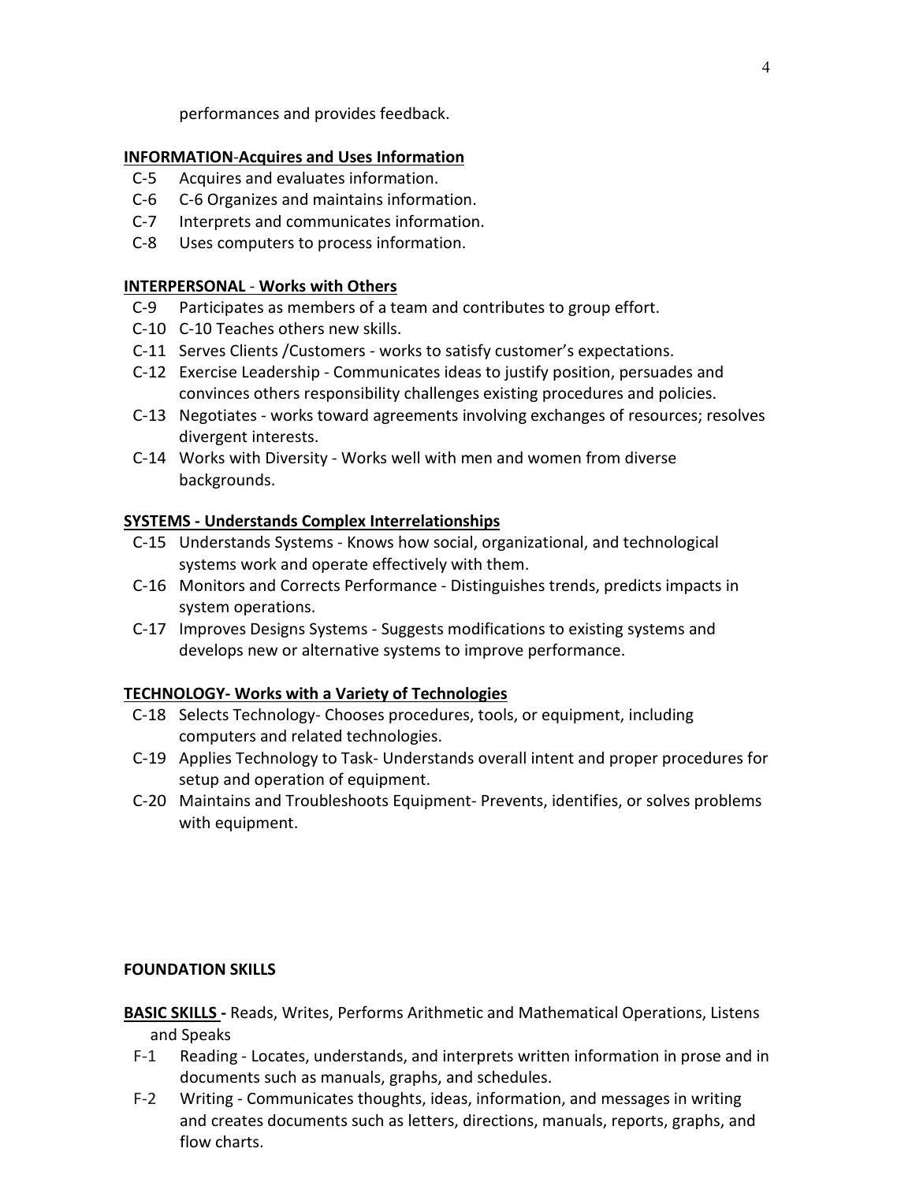performances and provides feedback.

**INFORMATION-Acquires and Uses Information**

- C-5 Acquires and evaluates information.
- C-6 C-6 Organizes and maintains information.
- C-7 Interprets and communicates information.
- C-8 Uses computers to process information.

**INTERPERSONAL - Works with Others**

- C-9 Participates as members of a team and contributes to group effort.
- C-10 C-10 Teaches others new skills.
- C-11 Serves Clients /Customers - works to satisfy customer's expectations.
- C-12 Exercise Leadership - Communicates ideas to justify position, persuades and convinces others responsibility challenges existing procedures and policies.
- C-13 Negotiates - works toward agreements involving exchanges of resources; resolves divergent interests.
- C-14 Works with Diversity - Works well with men and women from diverse backgrounds.

**SYSTEMS - Understands Complex Interrelationships**

- C-15 Understands Systems - Knows how social, organizational, and technological systems work and operate effectively with them.
- C-16 Monitors and Corrects Performance - Distinguishes trends, predicts impacts in system operations.
- C-17 Improves Designs Systems - Suggests modifications to existing systems and develops new or alternative systems to improve performance.

**TECHNOLOGY- Works with a Variety of Technologies**

- C-18 Selects Technology- Chooses procedures, tools, or equipment, including computers and related technologies.
- C-19 Applies Technology to Task- Understands overall intent and proper procedures for setup and operation of equipment.
- C-20 Maintains and Troubleshoots Equipment- Prevents, identifies, or solves problems with equipment.

**FOUNDATION SKILLS**

**BASIC SKILLS -** Reads, Writes, Performs Arithmetic and Mathematical Operations, Listens and Speaks

- F-1 Reading - Locates, understands, and interprets written information in prose and in documents such as manuals, graphs, and schedules.
- F-2 Writing - Communicates thoughts, ideas, information, and messages in writing and creates documents such as letters, directions, manuals, reports, graphs, and flow charts.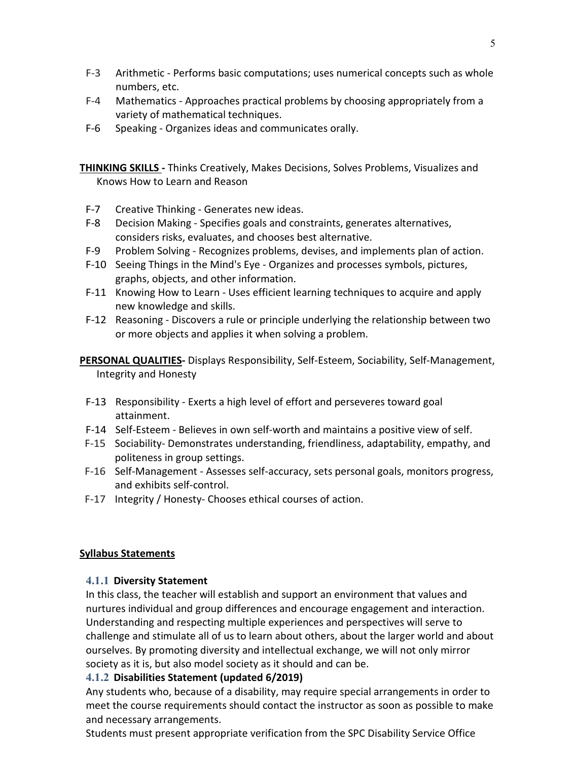- F-3 Arithmetic - Performs basic computations; uses numerical concepts such as whole numbers, etc.
- F-4 Mathematics - Approaches practical problems by choosing appropriately from a variety of mathematical techniques.
- F-6 Speaking - Organizes ideas and communicates orally.

**THINKING SKILLS -** Thinks Creatively, Makes Decisions, Solves Problems, Visualizes and Knows How to Learn and Reason

- F-7 Creative Thinking - Generates new ideas.
- F-8 Decision Making - Specifies goals and constraints, generates alternatives, considers risks, evaluates, and chooses best alternative.
- F-9 Problem Solving - Recognizes problems, devises, and implements plan of action.
- F-10 Seeing Things in the Mind's Eye - Organizes and processes symbols, pictures, graphs, objects, and other information.
- F-11 Knowing How to Learn - Uses efficient learning techniques to acquire and apply new knowledge and skills.
- F-12 Reasoning - Discovers a rule or principle underlying the relationship between two or more objects and applies it when solving a problem.

**PERSONAL QUALITIES-** Displays Responsibility, Self-Esteem, Sociability, Self-Management, Integrity and Honesty

- F-13 Responsibility - Exerts a high level of effort and perseveres toward goal attainment.
- F-14 Self-Esteem - Believes in own self-worth and maintains a positive view of self.
- F-15 Sociability- Demonstrates understanding, friendliness, adaptability, empathy, and politeness in group settings.
- F-16 Self-Management - Assesses self-accuracy, sets personal goals, monitors progress, and exhibits self-control.
- F-17 Integrity / Honesty- Choose ethical courses of action.

## Syllabus Statements

### 4.1.1 Diversity Statement

In this class, the teacher will establish and support an environment that values and nurtures individual and group differences and encourage engagement and interaction. Understanding and respecting multiple experiences and perspectives will serve to challenge and stimulate all of us to learn about others, about the larger world and about ourselves. By promoting diversity and intellectual exchange, we will not only mirror society as it is, but also model society as it should and can be.

### 4.1.2 Disabilities Statement (updated 6/2019)

Any students who, because of a disability, may require special arrangements in order to meet the course requirements should contact the instructor as soon as possible to make and necessary arrangements.

Students must present appropriate verification from the SPC Disability Service Office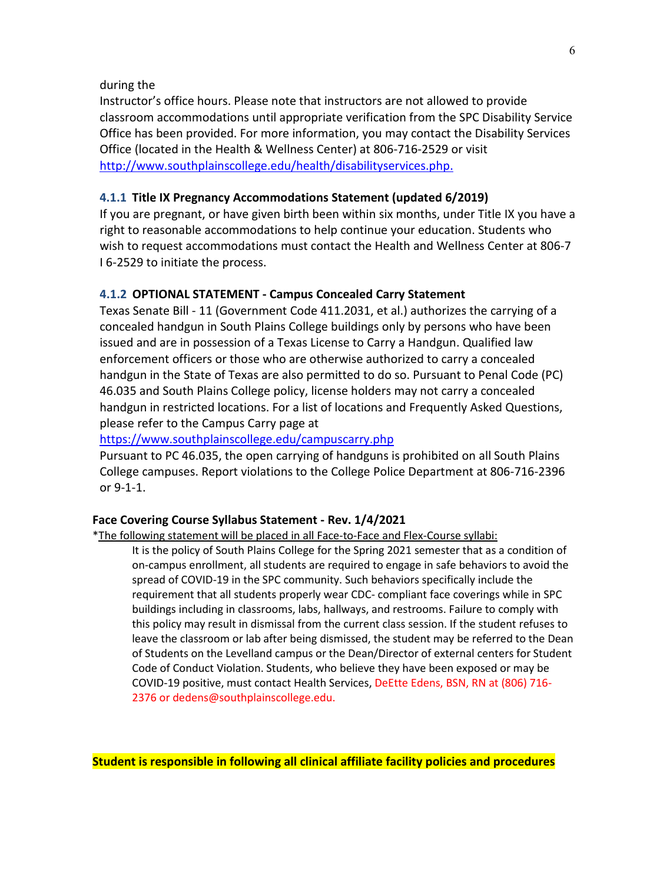during the
Instructor's office hours. Please note that instructors are not allowed to provide classroom accommodations until appropriate verification from the SPC Disability Service Office has been provided. For more information, you may contact the Disability Services Office (located in the Health & Wellness Center) at 806-716-2529 or visit http://www.southplainscollege.edu/health/disabilityservices.php.

#### 4.1.1 Title IX Pregnancy Accommodations Statement (updated 6/2019)

If you are pregnant, or have given birth been within six months, under Title IX you have a right to reasonable accommodations to help continue your education. Students who wish to request accommodations must contact the Health and Wellness Center at 806-7 I 6-2529 to initiate the process.

#### 4.1.2 OPTIONAL STATEMENT - Campus Concealed Carry Statement

Texas Senate Bill - 11 (Government Code 411.2031, et al.) authorizes the carrying of a concealed handgun in South Plains College buildings only by persons who have been issued and are in possession of a Texas License to Carry a Handgun. Qualified law enforcement officers or those who are otherwise authorized to carry a concealed handgun in the State of Texas are also permitted to do so. Pursuant to Penal Code (PC) 46.035 and South Plains College policy, license holders may not carry a concealed handgun in restricted locations. For a list of locations and Frequently Asked Questions, please refer to the Campus Carry page at
https://www.southplainscollege.edu/campuscarry.php
Pursuant to PC 46.035, the open carrying of handguns is prohibited on all South Plains College campuses. Report violations to the College Police Department at 806-716-2396 or 9-1-1.

**Face Covering Course Syllabus Statement - Rev. 1/4/2021**

*The following statement will be placed in all Face-to-Face and Flex-Course syllabi:

> It is the policy of South Plains College for the Spring 2021 semester that as a condition of on-campus enrollment, all students are required to engage in safe behaviors to avoid the spread of COVID-19 in the SPC community. Such behaviors specifically include the requirement that all students properly wear CDC- compliant face coverings while in SPC buildings including in classrooms, labs, hallways, and restrooms. Failure to comply with this policy may result in dismissal from the current class session. If the student refuses to leave the classroom or lab after being dismissed, the student may be referred to the Dean of Students on the Levelland campus or the Dean/Director of external centers for Student Code of Conduct Violation. Students, who believe they have been exposed or may be COVID-19 positive, must contact Health Services, DeEtte Edens, BSN, RN at (806) 716-2376 or dedens@southplainscollege.edu.

**Student is responsible in following all clinical affiliate facility policies and procedures**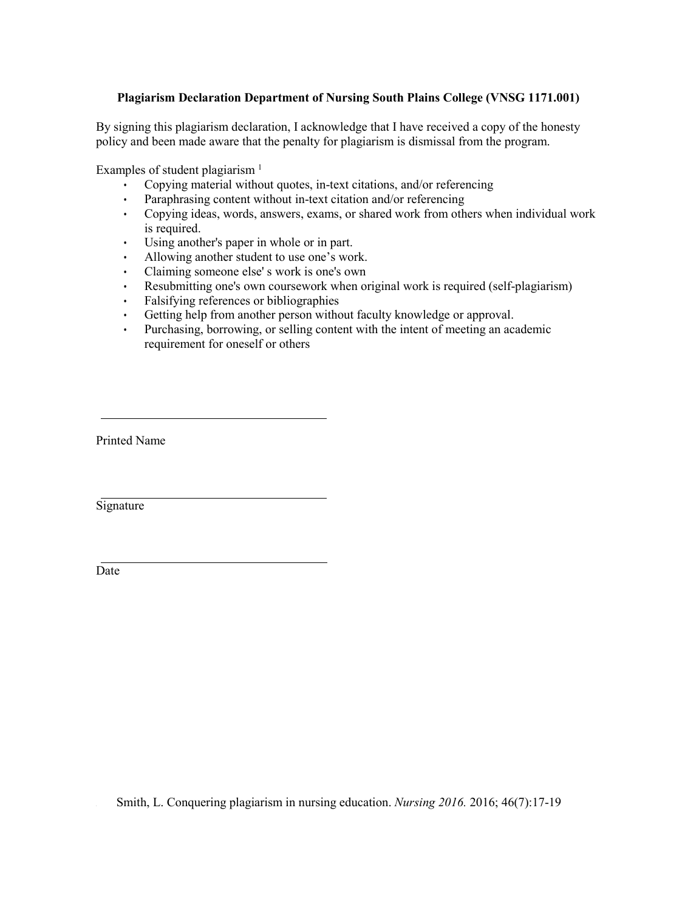**Plagiarism Declaration Department of Nursing South Plains College (VNSG 1171.001)**

By signing this plagiarism declaration, I acknowledge that I have received a copy of the honesty policy and been made aware that the penalty for plagiarism is dismissal from the program.

Examples of student plagiarism [1]

- Copying material without quotes, in-text citations, and/or referencing
- Paraphrasing content without in-text citation and/or referencing
- Copying ideas, words, answers, exams, or shared work from others when individual work is required.
- Using another's paper in whole or in part.
- Allowing another student to use one's work.
- Claiming someone else' s work is one's own
- Resubmitting one's own coursework when original work is required (self-plagiarism)
- Falsifying references or bibliographies
- Getting help from another person without faculty knowledge or approval.
- Purchasing, borrowing, or selling content with the intent of meeting an academic requirement for oneself or others

\_\_\_\_\_\_\_\_\_\_\_\_\_\_\_\_\_\_\_\_\_\_\_\_\_\_\_\_\_\_\_\_\_\_\_\_

Printed Name

\_\_\_\_\_\_\_\_\_\_\_\_\_\_\_\_\_\_\_\_\_\_\_\_\_\_\_\_\_\_\_\_\_\_\_\_

Signature

\_\_\_\_\_\_\_\_\_\_\_\_\_\_\_\_\_\_\_\_\_\_\_\_\_\_\_\_\_\_\_\_\_\_\_\_

Date

Smith, L. Conquering plagiarism in nursing education. *Nursing 2016.* 2016; 46(7):17-19